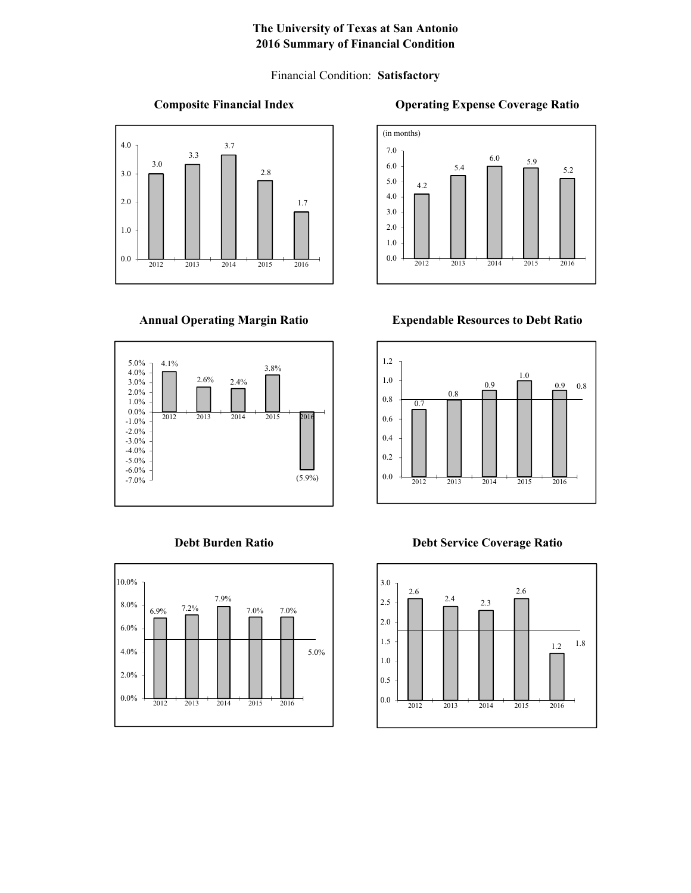# The University of Texas at San Antonio
## 2016 Summary of Financial Condition

Financial Condition: **Satisfactory**

### Composite Financial Index

| Year | Value |
|---|---|
| 2012 | 3.0 |
| 2013 | 3.3 |
| 2014 | 3.7 |
| 2015 | 2.8 |
| 2016 | 1.7 |

### Operating Expense Coverage Ratio

(in months)

| Year | Value |
|---|---|
| 2012 | 4.2 |
| 2013 | 5.4 |
| 2014 | 6.0 |
| 2015 | 5.9 |
| 2016 | 5.2 |

### Annual Operating Margin Ratio

| Year | Value |
|---|---|
| 2012 | 4.1% |
| 2013 | 2.6% |
| 2014 | 2.4% |
| 2015 | 3.8% |
| 2016 | (5.9%) |

### Expendable Resources to Debt Ratio

| Year | Value |
|---|---|
| 2012 | 0.7 |
| 2013 | 0.8 |
| 2014 | 0.9 |
| 2015 | 1.0 |
| 2016 | 0.9 |

Benchmark: 0.8

### Debt Burden Ratio

| Year | Value |
|---|---|
| 2012 | 6.9% |
| 2013 | 7.2% |
| 2014 | 7.9% |
| 2015 | 7.0% |
| 2016 | 7.0% |

Benchmark: 5.0%

### Debt Service Coverage Ratio

| Year | Value |
|---|---|
| 2012 | 2.6 |
| 2013 | 2.4 |
| 2014 | 2.3 |
| 2015 | 2.6 |
| 2016 | 1.2 |

Benchmark: 1.8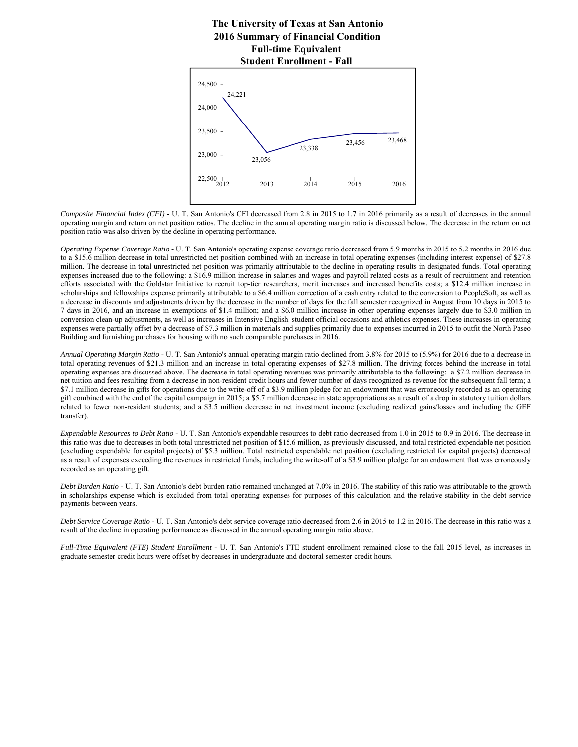# The University of Texas at San Antonio
## 2016 Summary of Financial Condition
### Full-time Equivalent
### Student Enrollment - Fall

| Year | FTE Enrollment |
|---|---|
| 2012 | 24,221 |
| 2013 | 23,056 |
| 2014 | 23,338 |
| 2015 | 23,456 |
| 2016 | 23,468 |

*Composite Financial Index (CFI)* - U. T. San Antonio's CFI decreased from 2.8 in 2015 to 1.7 in 2016 primarily as a result of decreases in the annual operating margin and return on net position ratios. The decline in the annual operating margin ratio is discussed below. The decrease in the return on net position ratio was also driven by the decline in operating performance.

*Operating Expense Coverage Ratio* - U. T. San Antonio's operating expense coverage ratio decreased from 5.9 months in 2015 to 5.2 months in 2016 due to a $15.6 million decrease in total unrestricted net position combined with an increase in total operating expenses (including interest expense) of $27.8 million. The decrease in total unrestricted net position was primarily attributable to the decline in operating results in designated funds. Total operating expenses increased due to the following: a $16.9 million increase in salaries and wages and payroll related costs as a result of recruitment and retention efforts associated with the Goldstar Initiative to recruit top-tier researchers, merit increases and increased benefits costs; a $12.4 million increase in scholarships and fellowships expense primarily attributable to a $6.4 million correction of a cash entry related to the conversion to PeopleSoft, as well as a decrease in discounts and adjustments driven by the decrease in the number of days for the fall semester recognized in August from 10 days in 2015 to 7 days in 2016, and an increase in exemptions of $1.4 million; and a $6.0 million increase in other operating expenses largely due to $3.0 million in conversion clean-up adjustments, as well as increases in Intensive English, student official occasions and athletics expenses. These increases in operating expenses were partially offset by a decrease of $7.3 million in materials and supplies primarily due to expenses incurred in 2015 to outfit the North Paseo Building and furnishing purchases for housing with no such comparable purchases in 2016.

*Annual Operating Margin Ratio* - U. T. San Antonio's annual operating margin ratio declined from 3.8% for 2015 to (5.9%) for 2016 due to a decrease in total operating revenues of $21.3 million and an increase in total operating expenses of $27.8 million. The driving forces behind the increase in total operating expenses are discussed above. The decrease in total operating revenues was primarily attributable to the following: a $7.2 million decrease in net tuition and fees resulting from a decrease in non-resident credit hours and fewer number of days recognized as revenue for the subsequent fall term; a $7.1 million decrease in gifts for operations due to the write-off of a $3.9 million pledge for an endowment that was erroneously recorded as an operating gift combined with the end of the capital campaign in 2015; a $5.7 million decrease in state appropriations as a result of a drop in statutory tuition dollars related to fewer non-resident students; and a $3.5 million decrease in net investment income (excluding realized gains/losses and including the GEF transfer).

*Expendable Resources to Debt Ratio* - U. T. San Antonio's expendable resources to debt ratio decreased from 1.0 in 2015 to 0.9 in 2016. The decrease in this ratio was due to decreases in both total unrestricted net position of $15.6 million, as previously discussed, and total restricted expendable net position (excluding expendable for capital projects) of $5.3 million. Total restricted expendable net position (excluding restricted for capital projects) decreased as a result of expenses exceeding the revenues in restricted funds, including the write-off of a $3.9 million pledge for an endowment that was erroneously recorded as an operating gift.

*Debt Burden Ratio* - U. T. San Antonio's debt burden ratio remained unchanged at 7.0% in 2016. The stability of this ratio was attributable to the growth in scholarships expense which is excluded from total operating expenses for purposes of this calculation and the relative stability in the debt service payments between years.

*Debt Service Coverage Ratio* - U. T. San Antonio's debt service coverage ratio decreased from 2.6 in 2015 to 1.2 in 2016. The decrease in this ratio was a result of the decline in operating performance as discussed in the annual operating margin ratio above.

*Full-Time Equivalent (FTE) Student Enrollment* - U. T. San Antonio's FTE student enrollment remained close to the fall 2015 level, as increases in graduate semester credit hours were offset by decreases in undergraduate and doctoral semester credit hours.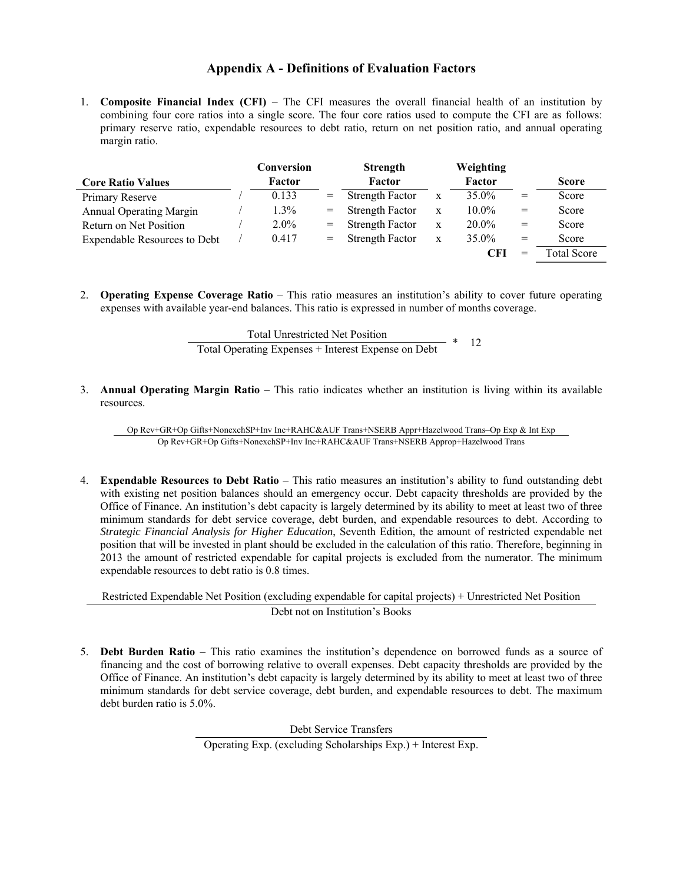## Appendix A - Definitions of Evaluation Factors

1. **Composite Financial Index (CFI)** – The CFI measures the overall financial health of an institution by combining four core ratios into a single score. The four core ratios used to compute the CFI are as follows: primary reserve ratio, expendable resources to debt ratio, return on net position ratio, and annual operating margin ratio.

| Core Ratio Values | | Conversion Factor | | Strength Factor | | Weighting Factor | | Score |
|---|---|---|---|---|---|---|---|---|
| Primary Reserve | / | 0.133 | = | Strength Factor | x | 35.0% | = | Score |
| Annual Operating Margin | / | 1.3% | = | Strength Factor | x | 10.0% | = | Score |
| Return on Net Position | / | 2.0% | = | Strength Factor | x | 20.0% | = | Score |
| Expendable Resources to Debt | / | 0.417 | = | Strength Factor | x | 35.0% | = | Score |
| | | | | | | **CFI** | = | Total Score |

2. **Operating Expense Coverage Ratio** – This ratio measures an institution's ability to cover future operating expenses with available year-end balances. This ratio is expressed in number of months coverage.

$$\frac{\text{Total Unrestricted Net Position}}{\text{Total Operating Expenses + Interest Expense on Debt}} * 12$$

3. **Annual Operating Margin Ratio** – This ratio indicates whether an institution is living within its available resources.

$$\frac{\text{Op Rev+GR+Op Gifts+NonexchSP+Inv Inc+RAHC\&AUF Trans+NSERB Appr+Hazelwood Trans–Op Exp \& Int Exp}}{\text{Op Rev+GR+Op Gifts+NonexchSP+Inv Inc+RAHC\&AUF Trans+NSERB Approp+Hazelwood Trans}}$$

4. **Expendable Resources to Debt Ratio** – This ratio measures an institution's ability to fund outstanding debt with existing net position balances should an emergency occur. Debt capacity thresholds are provided by the Office of Finance. An institution's debt capacity is largely determined by its ability to meet at least two of three minimum standards for debt service coverage, debt burden, and expendable resources to debt. According to *Strategic Financial Analysis for Higher Education*, Seventh Edition, the amount of restricted expendable net position that will be invested in plant should be excluded in the calculation of this ratio. Therefore, beginning in 2013 the amount of restricted expendable for capital projects is excluded from the numerator. The minimum expendable resources to debt ratio is 0.8 times.

$$\frac{\text{Restricted Expendable Net Position (excluding expendable for capital projects) + Unrestricted Net Position}}{\text{Debt not on Institution's Books}}$$

5. **Debt Burden Ratio** – This ratio examines the institution's dependence on borrowed funds as a source of financing and the cost of borrowing relative to overall expenses. Debt capacity thresholds are provided by the Office of Finance. An institution's debt capacity is largely determined by its ability to meet at least two of three minimum standards for debt service coverage, debt burden, and expendable resources to debt. The maximum debt burden ratio is 5.0%.

$$\frac{\text{Debt Service Transfers}}{\text{Operating Exp. (excluding Scholarships Exp.) + Interest Exp.}}$$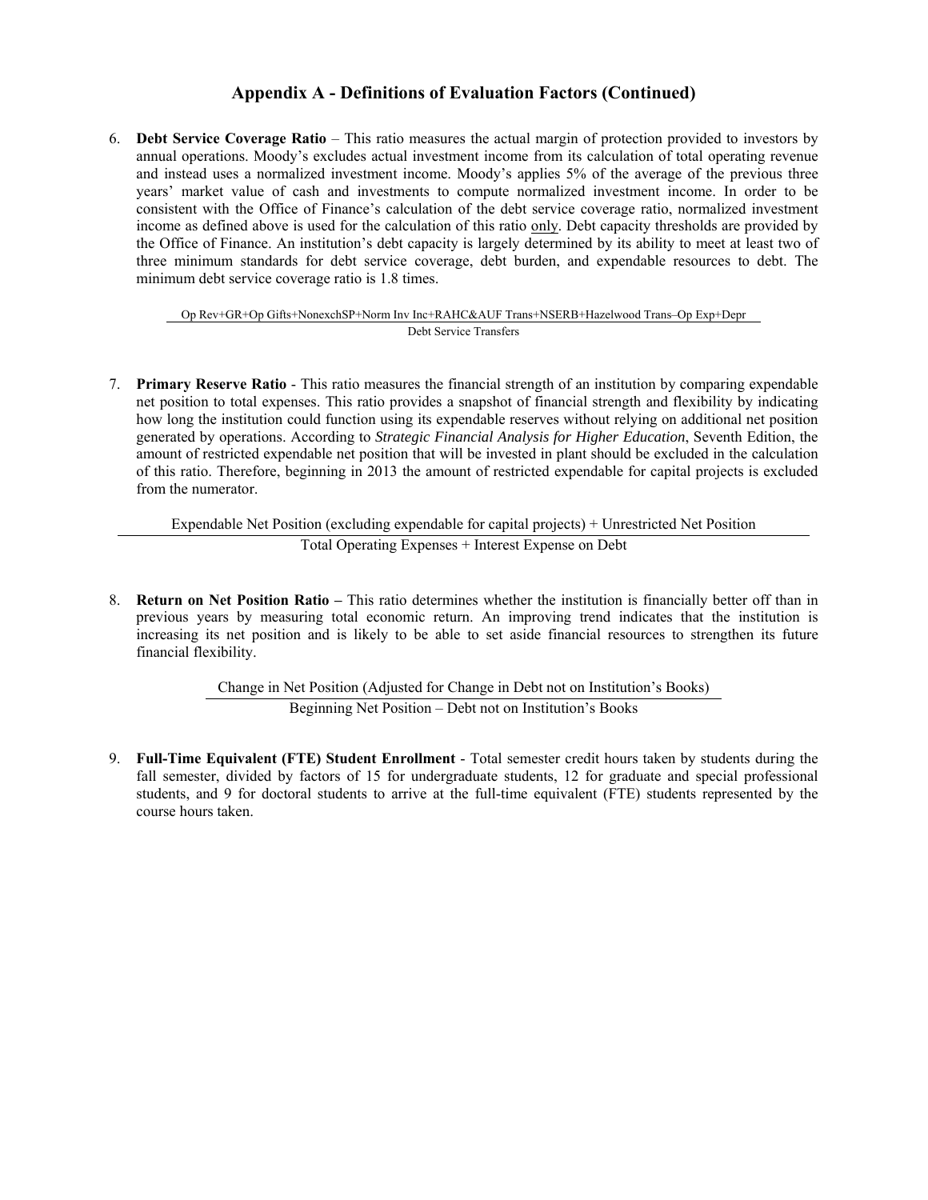## Appendix A - Definitions of Evaluation Factors (Continued)

6. **Debt Service Coverage Ratio** – This ratio measures the actual margin of protection provided to investors by annual operations. Moody's excludes actual investment income from its calculation of total operating revenue and instead uses a normalized investment income. Moody's applies 5% of the average of the previous three years' market value of cash and investments to compute normalized investment income. In order to be consistent with the Office of Finance's calculation of the debt service coverage ratio, normalized investment income as defined above is used for the calculation of this ratio only. Debt capacity thresholds are provided by the Office of Finance. An institution's debt capacity is largely determined by its ability to meet at least two of three minimum standards for debt service coverage, debt burden, and expendable resources to debt. The minimum debt service coverage ratio is 1.8 times.

$$\frac{\text{Op Rev}+\text{GR}+\text{Op Gifts}+\text{NonexchSP}+\text{Norm Inv Inc}+\text{RAHC\&AUF Trans}+\text{NSERB}+\text{Hazelwood Trans}-\text{Op Exp}+\text{Depr}}{\text{Debt Service Transfers}}$$

7. **Primary Reserve Ratio** - This ratio measures the financial strength of an institution by comparing expendable net position to total expenses. This ratio provides a snapshot of financial strength and flexibility by indicating how long the institution could function using its expendable reserves without relying on additional net position generated by operations. According to *Strategic Financial Analysis for Higher Education*, Seventh Edition, the amount of restricted expendable net position that will be invested in plant should be excluded in the calculation of this ratio. Therefore, beginning in 2013 the amount of restricted expendable for capital projects is excluded from the numerator.

$$\frac{\text{Expendable Net Position (excluding expendable for capital projects)} + \text{Unrestricted Net Position}}{\text{Total Operating Expenses} + \text{Interest Expense on Debt}}$$

8. **Return on Net Position Ratio –** This ratio determines whether the institution is financially better off than in previous years by measuring total economic return. An improving trend indicates that the institution is increasing its net position and is likely to be able to set aside financial resources to strengthen its future financial flexibility.

$$\frac{\text{Change in Net Position (Adjusted for Change in Debt not on Institution's Books)}}{\text{Beginning Net Position} - \text{Debt not on Institution's Books}}$$

9. **Full-Time Equivalent (FTE) Student Enrollment** - Total semester credit hours taken by students during the fall semester, divided by factors of 15 for undergraduate students, 12 for graduate and special professional students, and 9 for doctoral students to arrive at the full-time equivalent (FTE) students represented by the course hours taken.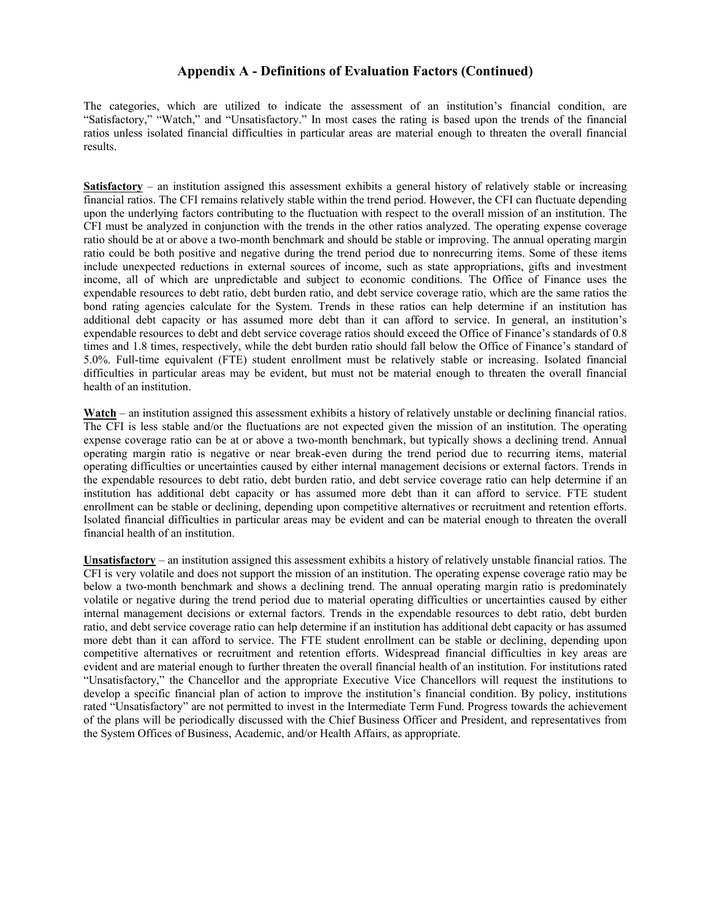## Appendix A - Definitions of Evaluation Factors (Continued)

The categories, which are utilized to indicate the assessment of an institution's financial condition, are "Satisfactory," "Watch," and "Unsatisfactory." In most cases the rating is based upon the trends of the financial ratios unless isolated financial difficulties in particular areas are material enough to threaten the overall financial results.

**Satisfactory** – an institution assigned this assessment exhibits a general history of relatively stable or increasing financial ratios. The CFI remains relatively stable within the trend period. However, the CFI can fluctuate depending upon the underlying factors contributing to the fluctuation with respect to the overall mission of an institution. The CFI must be analyzed in conjunction with the trends in the other ratios analyzed. The operating expense coverage ratio should be at or above a two-month benchmark and should be stable or improving. The annual operating margin ratio could be both positive and negative during the trend period due to nonrecurring items. Some of these items include unexpected reductions in external sources of income, such as state appropriations, gifts and investment income, all of which are unpredictable and subject to economic conditions. The Office of Finance uses the expendable resources to debt ratio, debt burden ratio, and debt service coverage ratio, which are the same ratios the bond rating agencies calculate for the System. Trends in these ratios can help determine if an institution has additional debt capacity or has assumed more debt than it can afford to service. In general, an institution's expendable resources to debt and debt service coverage ratios should exceed the Office of Finance's standards of 0.8 times and 1.8 times, respectively, while the debt burden ratio should fall below the Office of Finance's standard of 5.0%. Full-time equivalent (FTE) student enrollment must be relatively stable or increasing. Isolated financial difficulties in particular areas may be evident, but must not be material enough to threaten the overall financial health of an institution.

**Watch** – an institution assigned this assessment exhibits a history of relatively unstable or declining financial ratios. The CFI is less stable and/or the fluctuations are not expected given the mission of an institution. The operating expense coverage ratio can be at or above a two-month benchmark, but typically shows a declining trend. Annual operating margin ratio is negative or near break-even during the trend period due to recurring items, material operating difficulties or uncertainties caused by either internal management decisions or external factors. Trends in the expendable resources to debt ratio, debt burden ratio, and debt service coverage ratio can help determine if an institution has additional debt capacity or has assumed more debt than it can afford to service. FTE student enrollment can be stable or declining, depending upon competitive alternatives or recruitment and retention efforts. Isolated financial difficulties in particular areas may be evident and can be material enough to threaten the overall financial health of an institution.

**Unsatisfactory** – an institution assigned this assessment exhibits a history of relatively unstable financial ratios. The CFI is very volatile and does not support the mission of an institution. The operating expense coverage ratio may be below a two-month benchmark and shows a declining trend. The annual operating margin ratio is predominately volatile or negative during the trend period due to material operating difficulties or uncertainties caused by either internal management decisions or external factors. Trends in the expendable resources to debt ratio, debt burden ratio, and debt service coverage ratio can help determine if an institution has additional debt capacity or has assumed more debt than it can afford to service. The FTE student enrollment can be stable or declining, depending upon competitive alternatives or recruitment and retention efforts. Widespread financial difficulties in key areas are evident and are material enough to further threaten the overall financial health of an institution. For institutions rated "Unsatisfactory," the Chancellor and the appropriate Executive Vice Chancellors will request the institutions to develop a specific financial plan of action to improve the institution's financial condition. By policy, institutions rated "Unsatisfactory" are not permitted to invest in the Intermediate Term Fund. Progress towards the achievement of the plans will be periodically discussed with the Chief Business Officer and President, and representatives from the System Offices of Business, Academic, and/or Health Affairs, as appropriate.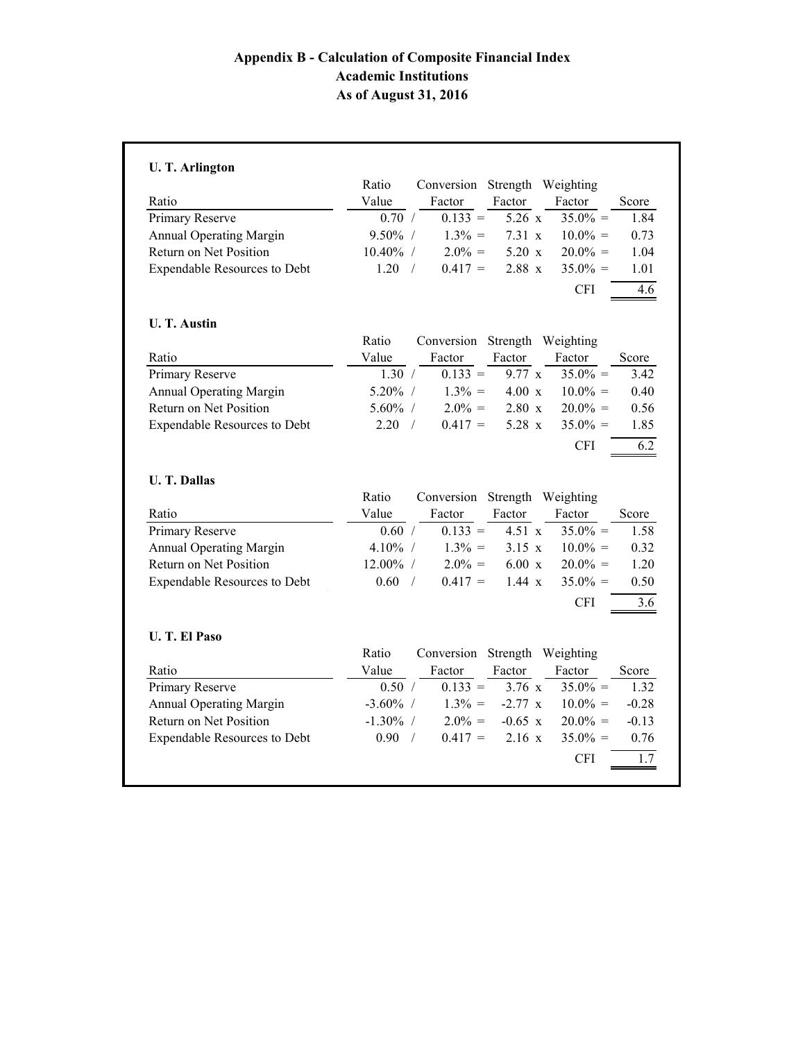# Appendix B - Calculation of Composite Financial Index
## Academic Institutions
## As of August 31, 2016

### U. T. Arlington

| Ratio | Ratio Value | | Conversion Factor | | Strength Factor | | Weighting Factor | | Score |
|---|---|---|---|---|---|---|---|---|---|
| Primary Reserve | 0.70 | / | 0.133 | = | 5.26 | x | 35.0% | = | 1.84 |
| Annual Operating Margin | 9.50% | / | 1.3% | = | 7.31 | x | 10.0% | = | 0.73 |
| Return on Net Position | 10.40% | / | 2.0% | = | 5.20 | x | 20.0% | = | 1.04 |
| Expendable Resources to Debt | 1.20 | / | 0.417 | = | 2.88 | x | 35.0% | = | 1.01 |
| | | | | | | | CFI | | 4.6 |

### U. T. Austin

| Ratio | Ratio Value | | Conversion Factor | | Strength Factor | | Weighting Factor | | Score |
|---|---|---|---|---|---|---|---|---|---|
| Primary Reserve | 1.30 | / | 0.133 | = | 9.77 | x | 35.0% | = | 3.42 |
| Annual Operating Margin | 5.20% | / | 1.3% | = | 4.00 | x | 10.0% | = | 0.40 |
| Return on Net Position | 5.60% | / | 2.0% | = | 2.80 | x | 20.0% | = | 0.56 |
| Expendable Resources to Debt | 2.20 | / | 0.417 | = | 5.28 | x | 35.0% | = | 1.85 |
| | | | | | | | CFI | | 6.2 |

### U. T. Dallas

| Ratio | Ratio Value | | Conversion Factor | | Strength Factor | | Weighting Factor | | Score |
|---|---|---|---|---|---|---|---|---|---|
| Primary Reserve | 0.60 | / | 0.133 | = | 4.51 | x | 35.0% | = | 1.58 |
| Annual Operating Margin | 4.10% | / | 1.3% | = | 3.15 | x | 10.0% | = | 0.32 |
| Return on Net Position | 12.00% | / | 2.0% | = | 6.00 | x | 20.0% | = | 1.20 |
| Expendable Resources to Debt | 0.60 | / | 0.417 | = | 1.44 | x | 35.0% | = | 0.50 |
| | | | | | | | CFI | | 3.6 |

### U. T. El Paso

| Ratio | Ratio Value | | Conversion Factor | | Strength Factor | | Weighting Factor | | Score |
|---|---|---|---|---|---|---|---|---|---|
| Primary Reserve | 0.50 | / | 0.133 | = | 3.76 | x | 35.0% | = | 1.32 |
| Annual Operating Margin | -3.60% | / | 1.3% | = | -2.77 | x | 10.0% | = | -0.28 |
| Return on Net Position | -1.30% | / | 2.0% | = | -0.65 | x | 20.0% | = | -0.13 |
| Expendable Resources to Debt | 0.90 | / | 0.417 | = | 2.16 | x | 35.0% | = | 0.76 |
| | | | | | | | CFI | | 1.7 |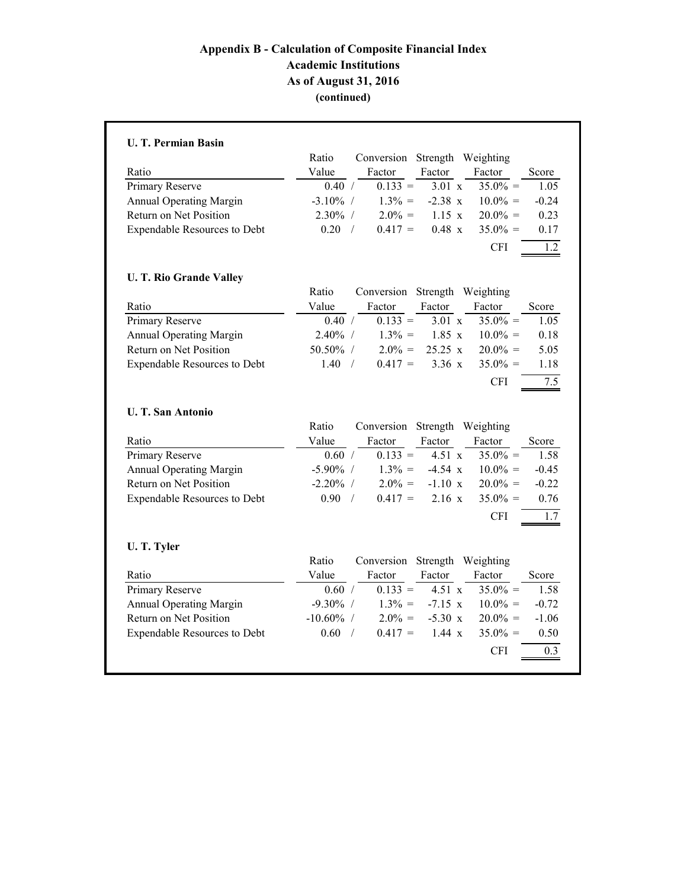# Appendix B - Calculation of Composite Financial Index

## Academic Institutions

## As of August 31, 2016

**(continued)**

### U. T. Permian Basin

| Ratio | Ratio Value | | Conversion Factor | | Strength Factor | | Weighting Factor | | Score |
|---|---|---|---|---|---|---|---|---|---|
| Primary Reserve | 0.40 | / | 0.133 | = | 3.01 | x | 35.0% | = | 1.05 |
| Annual Operating Margin | -3.10% | / | 1.3% | = | -2.38 | x | 10.0% | = | -0.24 |
| Return on Net Position | 2.30% | / | 2.0% | = | 1.15 | x | 20.0% | = | 0.23 |
| Expendable Resources to Debt | 0.20 | / | 0.417 | = | 0.48 | x | 35.0% | = | 0.17 |
| | | | | | | | CFI | | 1.2 |

### U. T. Rio Grande Valley

| Ratio | Ratio Value | | Conversion Factor | | Strength Factor | | Weighting Factor | | Score |
|---|---|---|---|---|---|---|---|---|---|
| Primary Reserve | 0.40 | / | 0.133 | = | 3.01 | x | 35.0% | = | 1.05 |
| Annual Operating Margin | 2.40% | / | 1.3% | = | 1.85 | x | 10.0% | = | 0.18 |
| Return on Net Position | 50.50% | / | 2.0% | = | 25.25 | x | 20.0% | = | 5.05 |
| Expendable Resources to Debt | 1.40 | / | 0.417 | = | 3.36 | x | 35.0% | = | 1.18 |
| | | | | | | | CFI | | 7.5 |

### U. T. San Antonio

| Ratio | Ratio Value | | Conversion Factor | | Strength Factor | | Weighting Factor | | Score |
|---|---|---|---|---|---|---|---|---|---|
| Primary Reserve | 0.60 | / | 0.133 | = | 4.51 | x | 35.0% | = | 1.58 |
| Annual Operating Margin | -5.90% | / | 1.3% | = | -4.54 | x | 10.0% | = | -0.45 |
| Return on Net Position | -2.20% | / | 2.0% | = | -1.10 | x | 20.0% | = | -0.22 |
| Expendable Resources to Debt | 0.90 | / | 0.417 | = | 2.16 | x | 35.0% | = | 0.76 |
| | | | | | | | CFI | | 1.7 |

### U. T. Tyler

| Ratio | Ratio Value | | Conversion Factor | | Strength Factor | | Weighting Factor | | Score |
|---|---|---|---|---|---|---|---|---|---|
| Primary Reserve | 0.60 | / | 0.133 | = | 4.51 | x | 35.0% | = | 1.58 |
| Annual Operating Margin | -9.30% | / | 1.3% | = | -7.15 | x | 10.0% | = | -0.72 |
| Return on Net Position | -10.60% | / | 2.0% | = | -5.30 | x | 20.0% | = | -1.06 |
| Expendable Resources to Debt | 0.60 | / | 0.417 | = | 1.44 | x | 35.0% | = | 0.50 |
| | | | | | | | CFI | | 0.3 |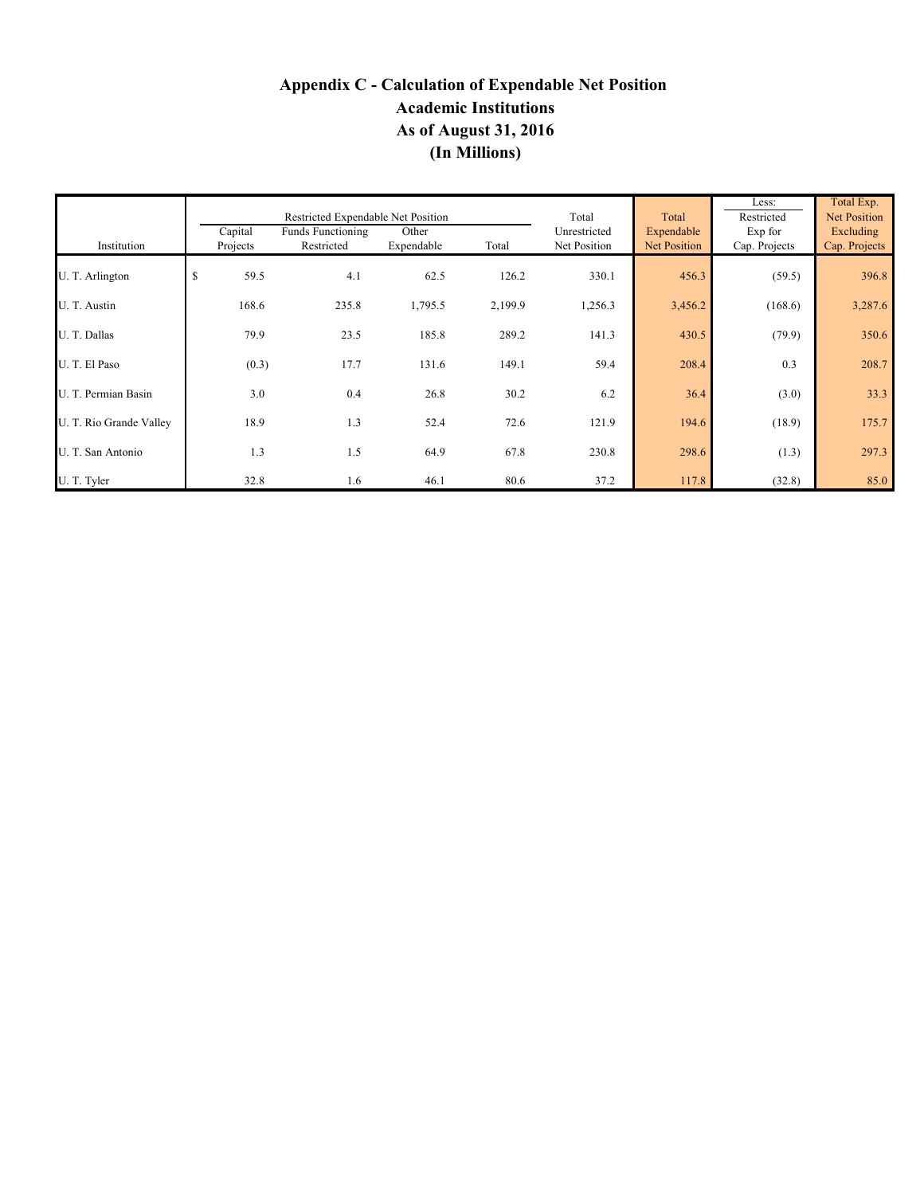# Appendix C - Calculation of Expendable Net Position
## Academic Institutions
## As of August 31, 2016
## (In Millions)

| Institution | Restricted Expendable Net Position | | | | Total Unrestricted Net Position | Total Expendable Net Position | Less: Restricted Exp for Cap. Projects | Total Exp. Net Position Excluding Cap. Projects |
|---|---|---|---|---|---|---|---|---|
| | Capital Projects | Funds Functioning Restricted | Other Expendable | Total | | | | |
| U. T. Arlington | $ 59.5 | 4.1 | 62.5 | 126.2 | 330.1 | 456.3 | (59.5) | 396.8 |
| U. T. Austin | 168.6 | 235.8 | 1,795.5 | 2,199.9 | 1,256.3 | 3,456.2 | (168.6) | 3,287.6 |
| U. T. Dallas | 79.9 | 23.5 | 185.8 | 289.2 | 141.3 | 430.5 | (79.9) | 350.6 |
| U. T. El Paso | (0.3) | 17.7 | 131.6 | 149.1 | 59.4 | 208.4 | 0.3 | 208.7 |
| U. T. Permian Basin | 3.0 | 0.4 | 26.8 | 30.2 | 6.2 | 36.4 | (3.0) | 33.3 |
| U. T. Rio Grande Valley | 18.9 | 1.3 | 52.4 | 72.6 | 121.9 | 194.6 | (18.9) | 175.7 |
| U. T. San Antonio | 1.3 | 1.5 | 64.9 | 67.8 | 230.8 | 298.6 | (1.3) | 297.3 |
| U. T. Tyler | 32.8 | 1.6 | 46.1 | 80.6 | 37.2 | 117.8 | (32.8) | 85.0 |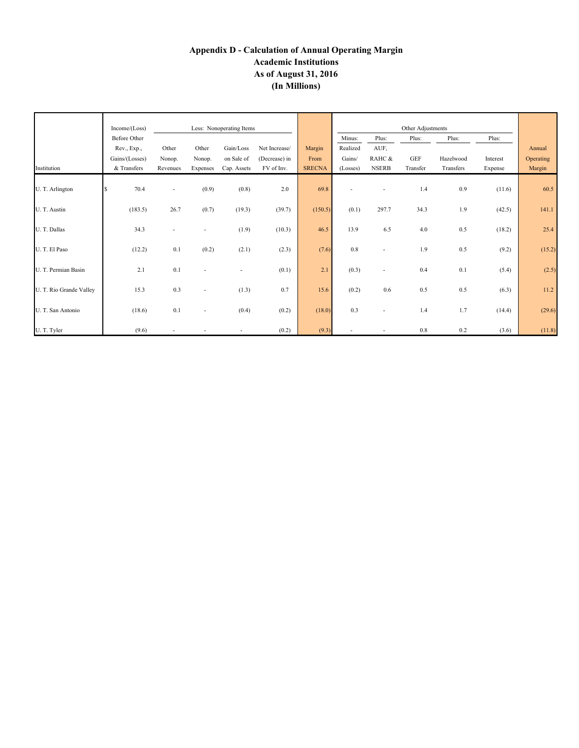# Appendix D - Calculation of Annual Operating Margin
## Academic Institutions
## As of August 31, 2016
## (In Millions)

| Institution | Income/(Loss) Before Other Rev., Exp., Gains/(Losses) & Transfers | Less: Nonoperating Items | | | | Margin From SRECNA | Other Adjustments | | | | | Annual Operating Margin |
|---|---|---|---|---|---|---|---|---|---|---|---|---|
| | | Other Nonop. Revenues | Other Nonop. Expenses | Gain/Loss on Sale of Cap. Assets | Net Increase/ (Decrease) in FV of Inv. | | Minus: Realized Gains/ (Losses) | Plus: AUF, RAHC & NSERB | Plus: GEF Transfer | Plus: Hazelwood Transfers | Plus: Interest Expense | |
| U. T. Arlington | $ 70.4 | - | (0.9) | (0.8) | 2.0 | 69.8 | - | - | 1.4 | 0.9 | (11.6) | 60.5 |
| U. T. Austin | (183.5) | 26.7 | (0.7) | (19.3) | (39.7) | (150.5) | (0.1) | 297.7 | 34.3 | 1.9 | (42.5) | 141.1 |
| U. T. Dallas | 34.3 | - | - | (1.9) | (10.3) | 46.5 | 13.9 | 6.5 | 4.0 | 0.5 | (18.2) | 25.4 |
| U. T. El Paso | (12.2) | 0.1 | (0.2) | (2.1) | (2.3) | (7.6) | 0.8 | - | 1.9 | 0.5 | (9.2) | (15.2) |
| U. T. Permian Basin | 2.1 | 0.1 | - | - | (0.1) | 2.1 | (0.3) | - | 0.4 | 0.1 | (5.4) | (2.5) |
| U. T. Rio Grande Valley | 15.3 | 0.3 | - | (1.3) | 0.7 | 15.6 | (0.2) | 0.6 | 0.5 | 0.5 | (6.3) | 11.2 |
| U. T. San Antonio | (18.6) | 0.1 | - | (0.4) | (0.2) | (18.0) | 0.3 | - | 1.4 | 1.7 | (14.4) | (29.6) |
| U. T. Tyler | (9.6) | - | - | - | (0.2) | (9.3) | - | - | 0.8 | 0.2 | (3.6) | (11.8) |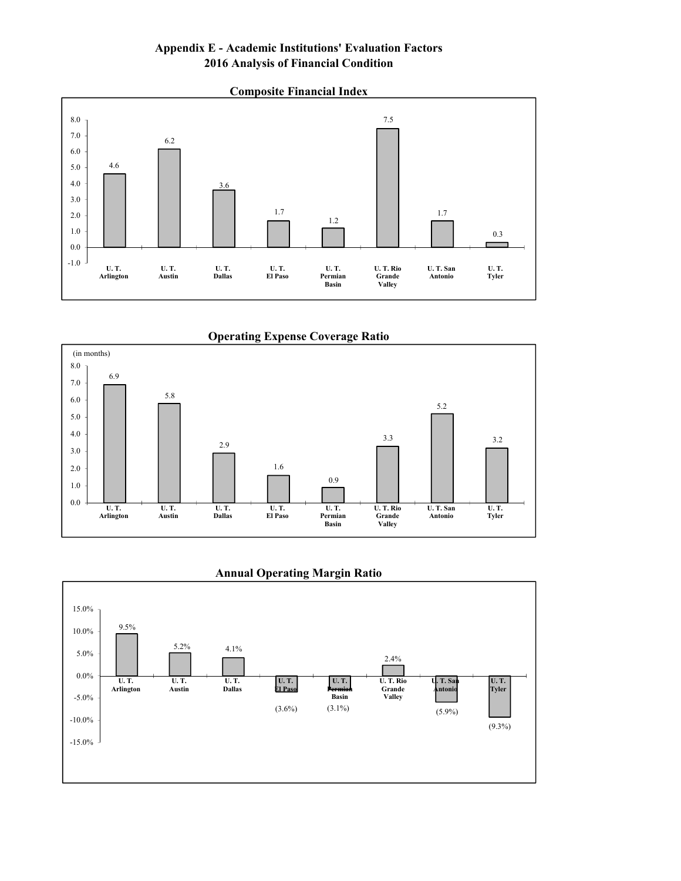# Appendix E - Academic Institutions' Evaluation Factors
## 2016 Analysis of Financial Condition

### Composite Financial Index

| Institution | Composite Financial Index |
|---|---|
| U. T. Arlington | 4.6 |
| U. T. Austin | 6.2 |
| U. T. Dallas | 3.6 |
| U. T. El Paso | 1.7 |
| U. T. Permian Basin | 1.2 |
| U. T. Rio Grande Valley | 7.5 |
| U. T. San Antonio | 1.7 |
| U. T. Tyler | 0.3 |

### Operating Expense Coverage Ratio

(in months)

| Institution | Operating Expense Coverage Ratio |
|---|---|
| U. T. Arlington | 6.9 |
| U. T. Austin | 5.8 |
| U. T. Dallas | 2.9 |
| U. T. El Paso | 1.6 |
| U. T. Permian Basin | 0.9 |
| U. T. Rio Grande Valley | 3.3 |
| U. T. San Antonio | 5.2 |
| U. T. Tyler | 3.2 |

### Annual Operating Margin Ratio

| Institution | Annual Operating Margin Ratio |
|---|---|
| U. T. Arlington | 9.5% |
| U. T. Austin | 5.2% |
| U. T. Dallas | 4.1% |
| U. T. El Paso | (3.6%) |
| U. T. Permian Basin | (3.1%) |
| U. T. Rio Grande Valley | 2.4% |
| U. T. San Antonio | (5.9%) |
| U. T. Tyler | (9.3%) |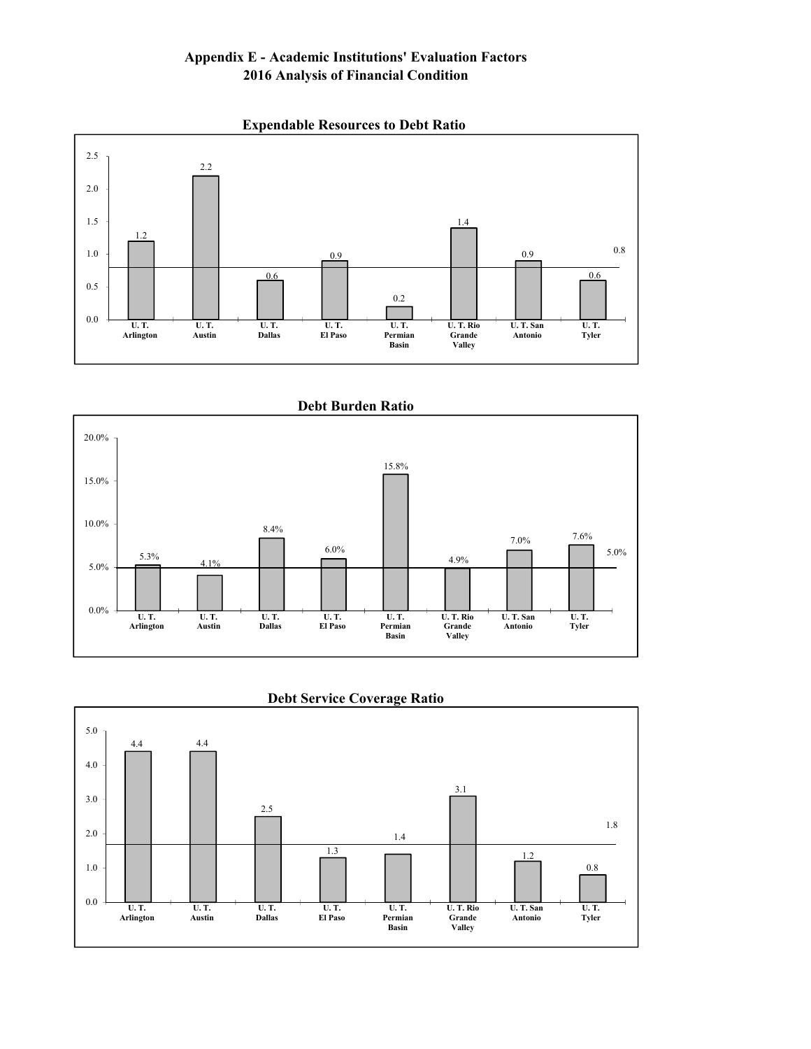## Appendix E - Academic Institutions' Evaluation Factors
## 2016 Analysis of Financial Condition

### Expendable Resources to Debt Ratio

| Institution | Ratio |
|---|---|
| U. T. Arlington | 1.2 |
| U. T. Austin | 2.2 |
| U. T. Dallas | 0.6 |
| U. T. El Paso | 0.9 |
| U. T. Permian Basin | 0.2 |
| U. T. Rio Grande Valley | 1.4 |
| U. T. San Antonio | 0.9 |
| U. T. Tyler | 0.6 |

Reference line: 0.8

### Debt Burden Ratio

| Institution | Ratio |
|---|---|
| U. T. Arlington | 5.3% |
| U. T. Austin | 4.1% |
| U. T. Dallas | 8.4% |
| U. T. El Paso | 6.0% |
| U. T. Permian Basin | 15.8% |
| U. T. Rio Grande Valley | 4.9% |
| U. T. San Antonio | 7.0% |
| U. T. Tyler | 7.6% |

Reference line: 5.0%

### Debt Service Coverage Ratio

| Institution | Ratio |
|---|---|
| U. T. Arlington | 4.4 |
| U. T. Austin | 4.4 |
| U. T. Dallas | 2.5 |
| U. T. El Paso | 1.3 |
| U. T. Permian Basin | 1.4 |
| U. T. Rio Grande Valley | 3.1 |
| U. T. San Antonio | 1.2 |
| U. T. Tyler | 0.8 |

Reference line: 1.8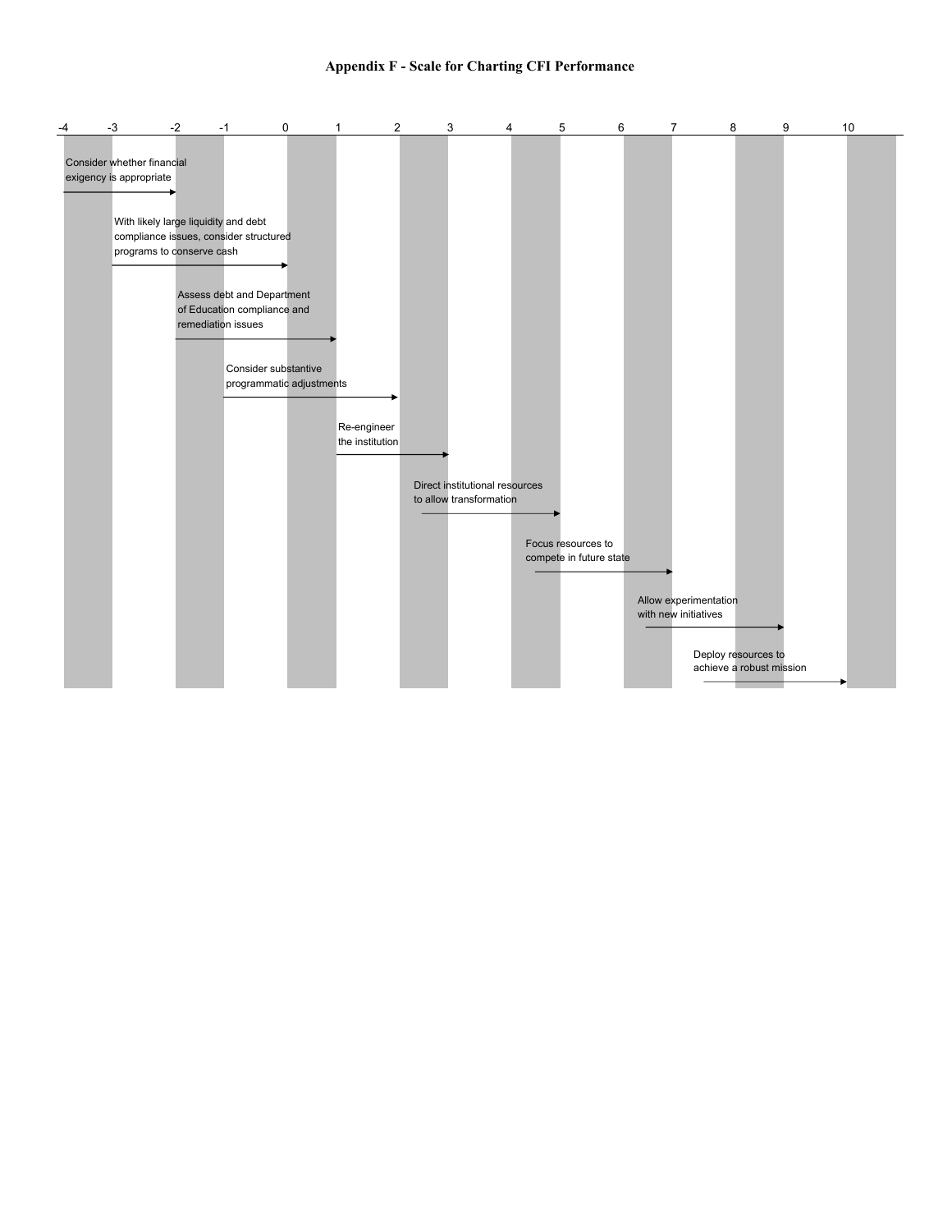# Appendix F - Scale for Charting CFI Performance

-4 -3 -2 -1 0 1 2 3 4 5 6 7 8 9 10

Consider whether financial exigency is appropriate

With likely large liquidity and debt compliance issues, consider structured programs to conserve cash

Assess debt and Department of Education compliance and remediation issues

Consider substantive programmatic adjustments

Re-engineer the institution

Direct institutional resources to allow transformation

Focus resources to compete in future state

Allow experimentation with new initiatives

Deploy resources to achieve a robust mission